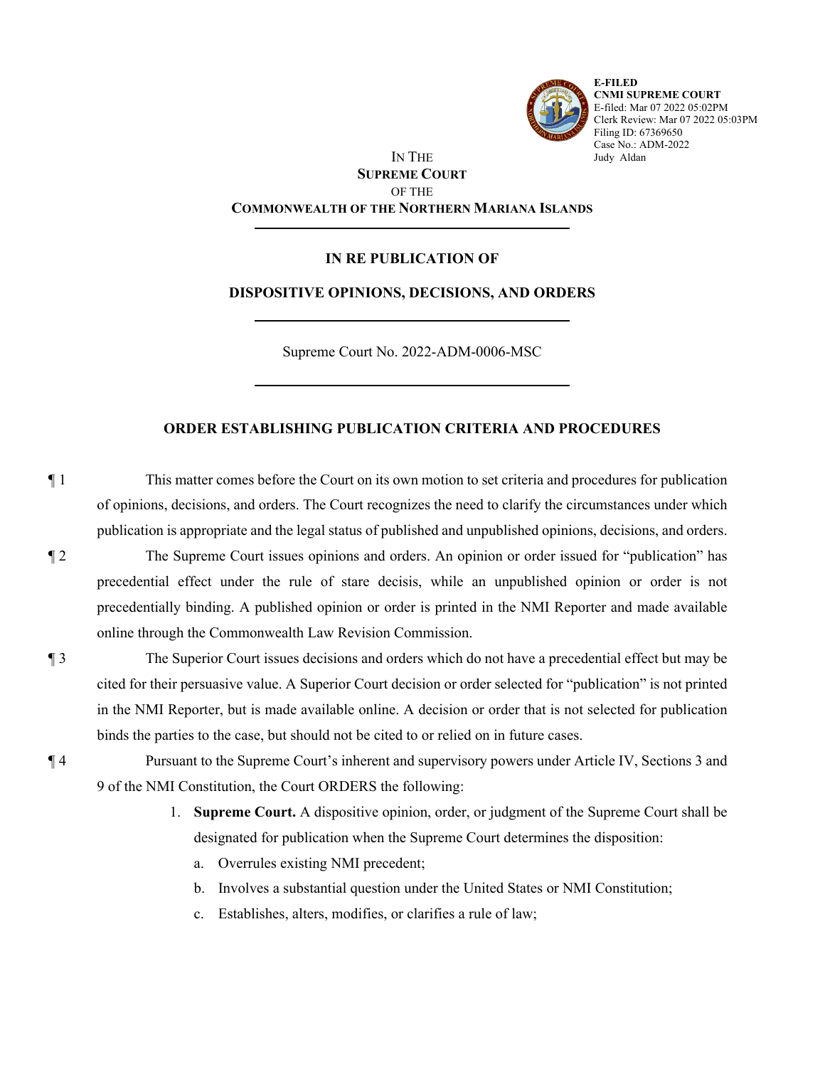E-FILED
CNMI SUPREME COURT
E-filed: Mar 07 2022 05:02PM
Clerk Review: Mar 07 2022 05:03PM
Filing ID: 67369650
Case No.: ADM-2022
Judy Aldan

IN THE
**SUPREME COURT**
OF THE
**COMMONWEALTH OF THE NORTHERN MARIANA ISLANDS**

---

**IN RE PUBLICATION OF**

**DISPOSITIVE OPINIONS, DECISIONS, AND ORDERS**

---

Supreme Court No. 2022-ADM-0006-MSC

---

**ORDER ESTABLISHING PUBLICATION CRITERIA AND PROCEDURES**

¶ 1 This matter comes before the Court on its own motion to set criteria and procedures for publication of opinions, decisions, and orders. The Court recognizes the need to clarify the circumstances under which publication is appropriate and the legal status of published and unpublished opinions, decisions, and orders.

¶ 2 The Supreme Court issues opinions and orders. An opinion or order issued for "publication" has precedential effect under the rule of stare decisis, while an unpublished opinion or order is not precedentially binding. A published opinion or order is printed in the NMI Reporter and made available online through the Commonwealth Law Revision Commission.

¶ 3 The Superior Court issues decisions and orders which do not have a precedential effect but may be cited for their persuasive value. A Superior Court decision or order selected for "publication" is not printed in the NMI Reporter, but is made available online. A decision or order that is not selected for publication binds the parties to the case, but should not be cited to or relied on in future cases.

¶ 4 Pursuant to the Supreme Court's inherent and supervisory powers under Article IV, Sections 3 and 9 of the NMI Constitution, the Court ORDERS the following:

1. **Supreme Court.** A dispositive opinion, order, or judgment of the Supreme Court shall be designated for publication when the Supreme Court determines the disposition:
   a. Overrules existing NMI precedent;
   b. Involves a substantial question under the United States or NMI Constitution;
   c. Establishes, alters, modifies, or clarifies a rule of law;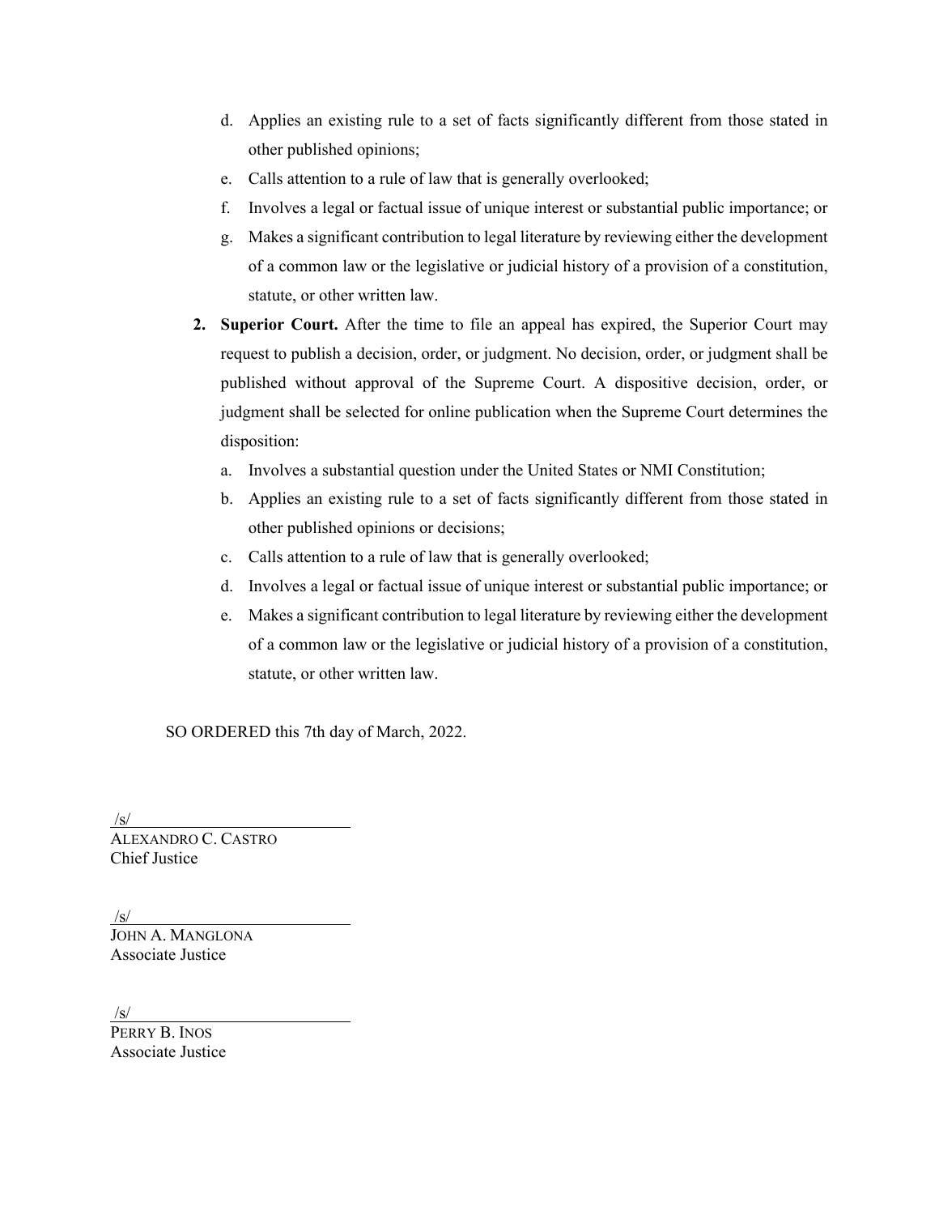d. Applies an existing rule to a set of facts significantly different from those stated in other published opinions;
   e. Calls attention to a rule of law that is generally overlooked;
   f. Involves a legal or factual issue of unique interest or substantial public importance; or
   g. Makes a significant contribution to legal literature by reviewing either the development of a common law or the legislative or judicial history of a provision of a constitution, statute, or other written law.

2. **Superior Court.** After the time to file an appeal has expired, the Superior Court may request to publish a decision, order, or judgment. No decision, order, or judgment shall be published without approval of the Supreme Court. A dispositive decision, order, or judgment shall be selected for online publication when the Supreme Court determines the disposition:
   a. Involves a substantial question under the United States or NMI Constitution;
   b. Applies an existing rule to a set of facts significantly different from those stated in other published opinions or decisions;
   c. Calls attention to a rule of law that is generally overlooked;
   d. Involves a legal or factual issue of unique interest or substantial public importance; or
   e. Makes a significant contribution to legal literature by reviewing either the development of a common law or the legislative or judicial history of a provision of a constitution, statute, or other written law.

SO ORDERED this 7th day of March, 2022.

/s/
ALEXANDRO C. CASTRO
Chief Justice

/s/
JOHN A. MANGLONA
Associate Justice

/s/
PERRY B. INOS
Associate Justice